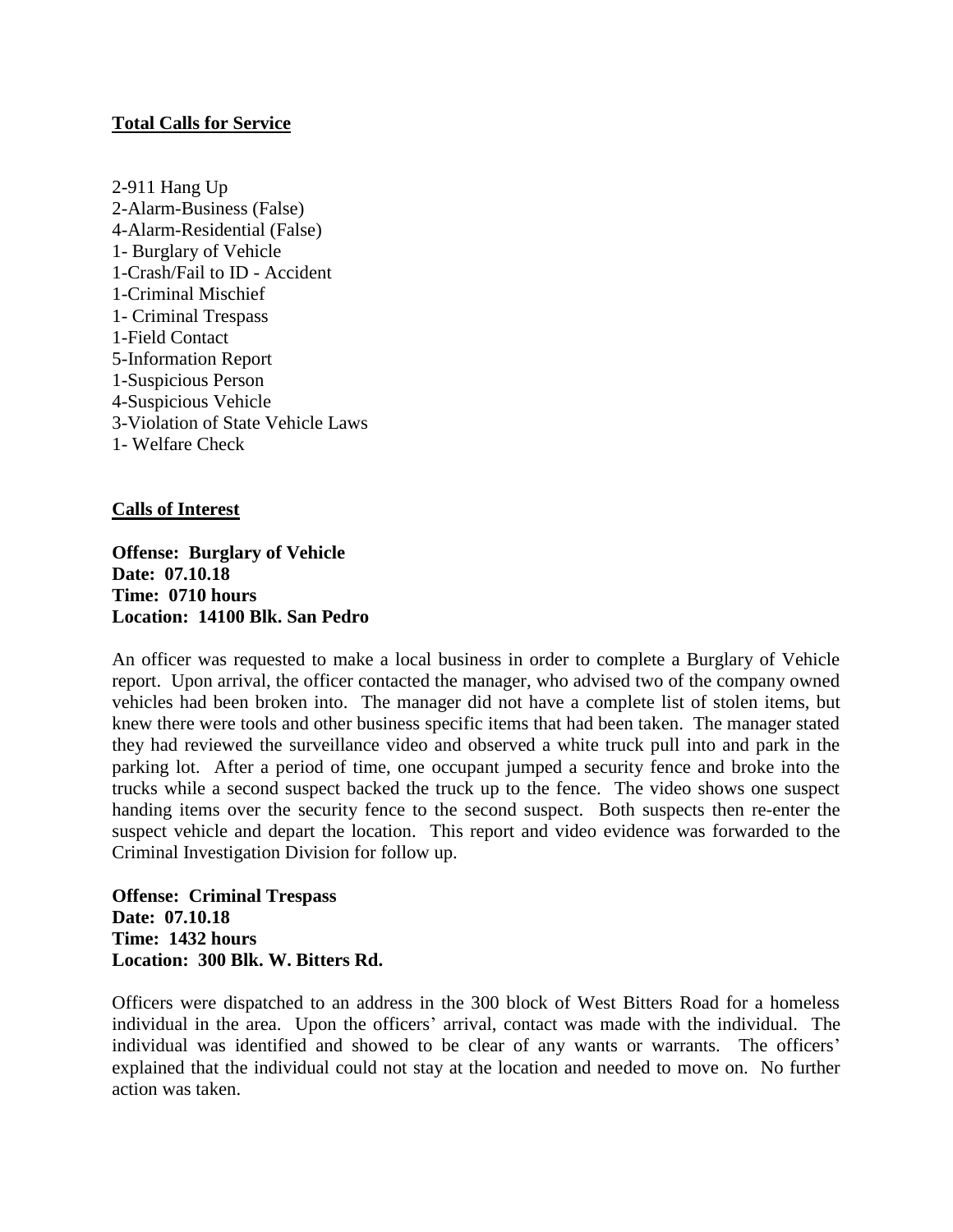**<u>Total Calls for Service</u>**

2-911 Hang Up
2-Alarm-Business (False)
4-Alarm-Residential (False)
1- Burglary of Vehicle
1-Crash/Fail to ID - Accident
1-Criminal Mischief
1- Criminal Trespass
1-Field Contact
5-Information Report
1-Suspicious Person
4-Suspicious Vehicle
3-Violation of State Vehicle Laws
1- Welfare Check

**<u>Calls of Interest</u>**

**Offense: Burglary of Vehicle**
**Date: 07.10.18**
**Time: 0710 hours**
**Location: 14100 Blk. San Pedro**

An officer was requested to make a local business in order to complete a Burglary of Vehicle report. Upon arrival, the officer contacted the manager, who advised two of the company owned vehicles had been broken into. The manager did not have a complete list of stolen items, but knew there were tools and other business specific items that had been taken. The manager stated they had reviewed the surveillance video and observed a white truck pull into and park in the parking lot. After a period of time, one occupant jumped a security fence and broke into the trucks while a second suspect backed the truck up to the fence. The video shows one suspect handing items over the security fence to the second suspect. Both suspects then re-enter the suspect vehicle and depart the location. This report and video evidence was forwarded to the Criminal Investigation Division for follow up.

**Offense: Criminal Trespass**
**Date: 07.10.18**
**Time: 1432 hours**
**Location: 300 Blk. W. Bitters Rd.**

Officers were dispatched to an address in the 300 block of West Bitters Road for a homeless individual in the area. Upon the officers' arrival, contact was made with the individual. The individual was identified and showed to be clear of any wants or warrants. The officers' explained that the individual could not stay at the location and needed to move on. No further action was taken.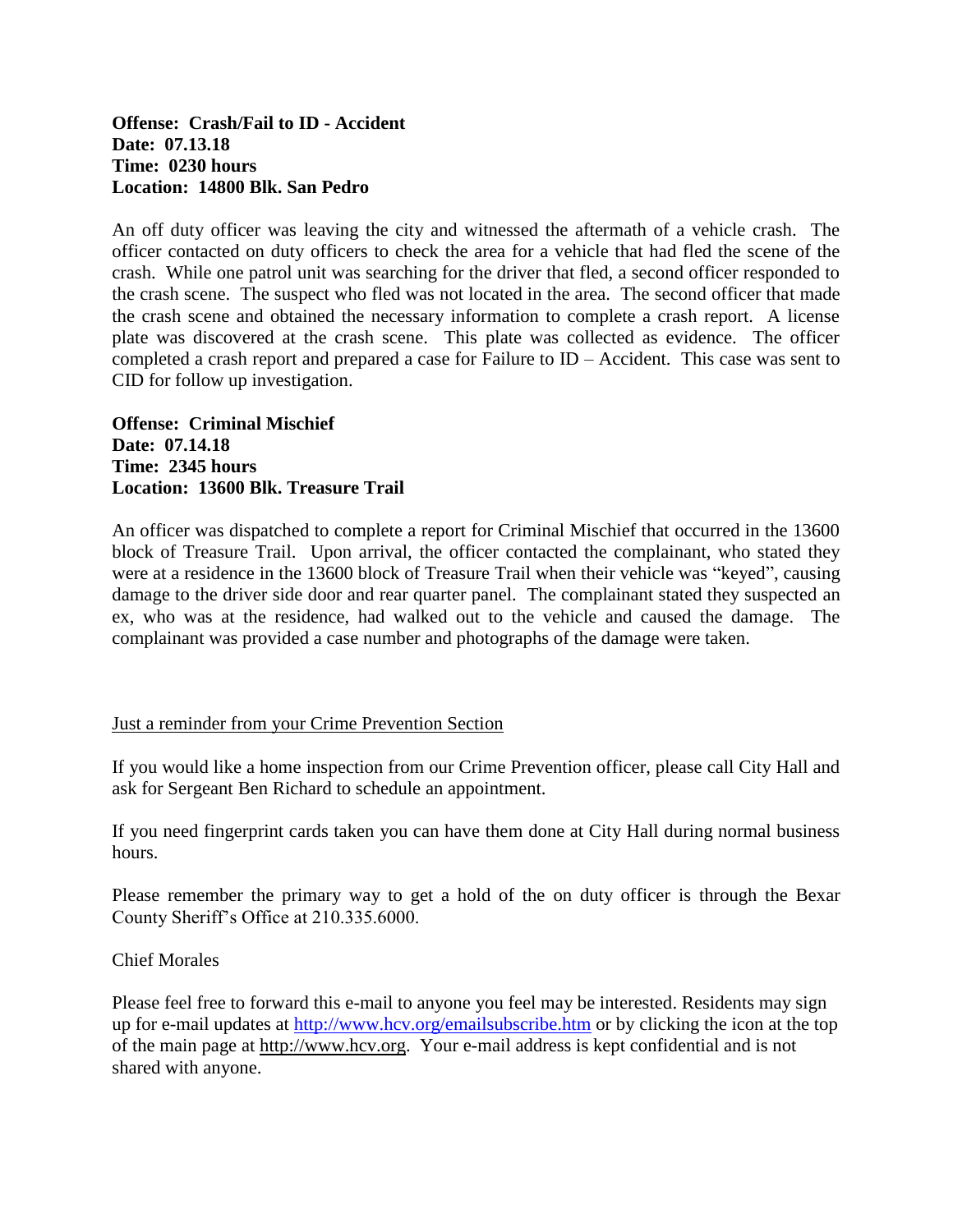**Offense: Crash/Fail to ID - Accident**
**Date: 07.13.18**
**Time: 0230 hours**
**Location: 14800 Blk. San Pedro**

An off duty officer was leaving the city and witnessed the aftermath of a vehicle crash. The officer contacted on duty officers to check the area for a vehicle that had fled the scene of the crash. While one patrol unit was searching for the driver that fled, a second officer responded to the crash scene. The suspect who fled was not located in the area. The second officer that made the crash scene and obtained the necessary information to complete a crash report. A license plate was discovered at the crash scene. This plate was collected as evidence. The officer completed a crash report and prepared a case for Failure to ID – Accident. This case was sent to CID for follow up investigation.

**Offense: Criminal Mischief**
**Date: 07.14.18**
**Time: 2345 hours**
**Location: 13600 Blk. Treasure Trail**

An officer was dispatched to complete a report for Criminal Mischief that occurred in the 13600 block of Treasure Trail. Upon arrival, the officer contacted the complainant, who stated they were at a residence in the 13600 block of Treasure Trail when their vehicle was "keyed", causing damage to the driver side door and rear quarter panel. The complainant stated they suspected an ex, who was at the residence, had walked out to the vehicle and caused the damage. The complainant was provided a case number and photographs of the damage were taken.

Just a reminder from your Crime Prevention Section

If you would like a home inspection from our Crime Prevention officer, please call City Hall and ask for Sergeant Ben Richard to schedule an appointment.

If you need fingerprint cards taken you can have them done at City Hall during normal business hours.

Please remember the primary way to get a hold of the on duty officer is through the Bexar County Sheriff's Office at 210.335.6000.

Chief Morales

Please feel free to forward this e-mail to anyone you feel may be interested. Residents may sign up for e-mail updates at http://www.hcv.org/emailsubscribe.htm or by clicking the icon at the top of the main page at http://www.hcv.org. Your e-mail address is kept confidential and is not shared with anyone.